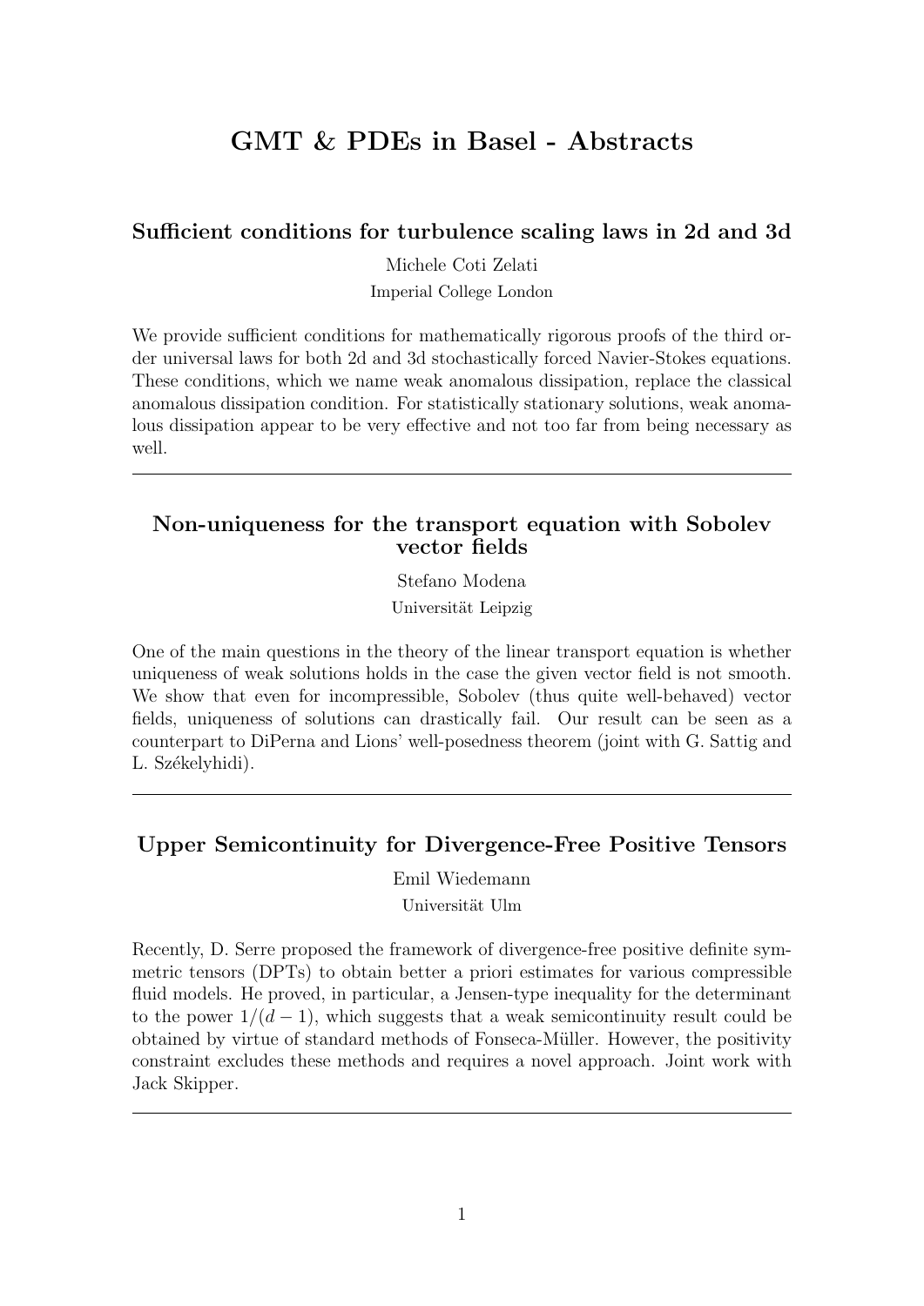# GMT & PDEs in Basel - Abstracts

## Sufficient conditions for turbulence scaling laws in 2d and 3d

Michele Coti Zelati

Imperial College London

We provide sufficient conditions for mathematically rigorous proofs of the third order universal laws for both 2d and 3d stochastically forced Navier-Stokes equations. These conditions, which we name weak anomalous dissipation, replace the classical anomalous dissipation condition. For statistically stationary solutions, weak anomalous dissipation appear to be very effective and not too far from being necessary as well.

---

## Non-uniqueness for the transport equation with Sobolev vector fields

Stefano Modena

Universität Leipzig

One of the main questions in the theory of the linear transport equation is whether uniqueness of weak solutions holds in the case the given vector field is not smooth. We show that even for incompressible, Sobolev (thus quite well-behaved) vector fields, uniqueness of solutions can drastically fail. Our result can be seen as a counterpart to DiPerna and Lions' well-posedness theorem (joint with G. Sattig and L. Székelyhidi).

---

## Upper Semicontinuity for Divergence-Free Positive Tensors

Emil Wiedemann

Universität Ulm

Recently, D. Serre proposed the framework of divergence-free positive definite symmetric tensors (DPTs) to obtain better a priori estimates for various compressible fluid models. He proved, in particular, a Jensen-type inequality for the determinant to the power $1/(d-1)$, which suggests that a weak semicontinuity result could be obtained by virtue of standard methods of Fonseca-Müller. However, the positivity constraint excludes these methods and requires a novel approach. Joint work with Jack Skipper.

---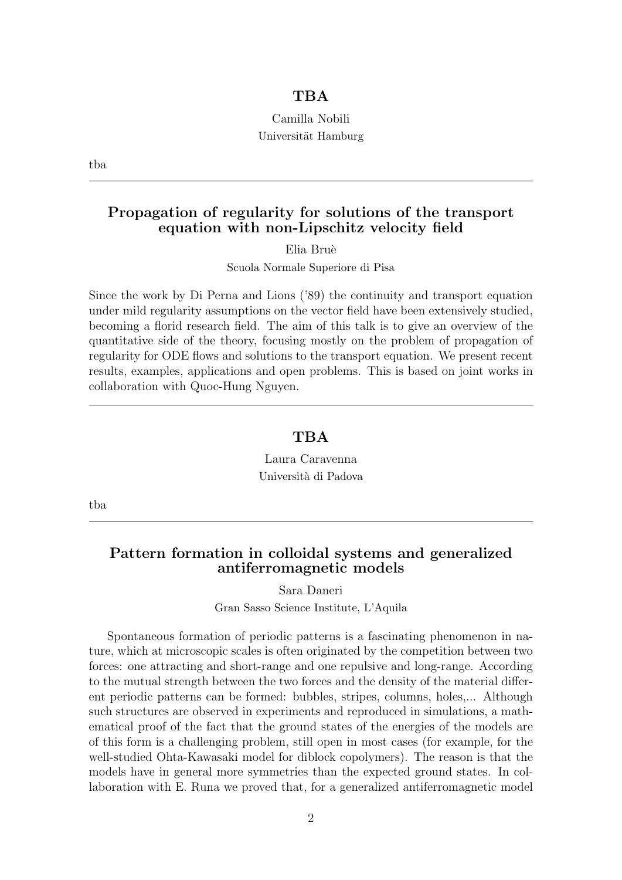## TBA

Camilla Nobili

Universität Hamburg

tba

---

## Propagation of regularity for solutions of the transport equation with non-Lipschitz velocity field

Elia Bruè

Scuola Normale Superiore di Pisa

Since the work by Di Perna and Lions ('89) the continuity and transport equation under mild regularity assumptions on the vector field have been extensively studied, becoming a florid research field. The aim of this talk is to give an overview of the quantitative side of the theory, focusing mostly on the problem of propagation of regularity for ODE flows and solutions to the transport equation. We present recent results, examples, applications and open problems. This is based on joint works in collaboration with Quoc-Hung Nguyen.

---

## TBA

Laura Caravenna

Università di Padova

tba

---

## Pattern formation in colloidal systems and generalized antiferromagnetic models

Sara Daneri

Gran Sasso Science Institute, L'Aquila

Spontaneous formation of periodic patterns is a fascinating phenomenon in nature, which at microscopic scales is often originated by the competition between two forces: one attracting and short-range and one repulsive and long-range. According to the mutual strength between the two forces and the density of the material different periodic patterns can be formed: bubbles, stripes, columns, holes,... Although such structures are observed in experiments and reproduced in simulations, a mathematical proof of the fact that the ground states of the energies of the models are of this form is a challenging problem, still open in most cases (for example, for the well-studied Ohta-Kawasaki model for diblock copolymers). The reason is that the models have in general more symmetries than the expected ground states. In collaboration with E. Runa we proved that, for a generalized antiferromagnetic model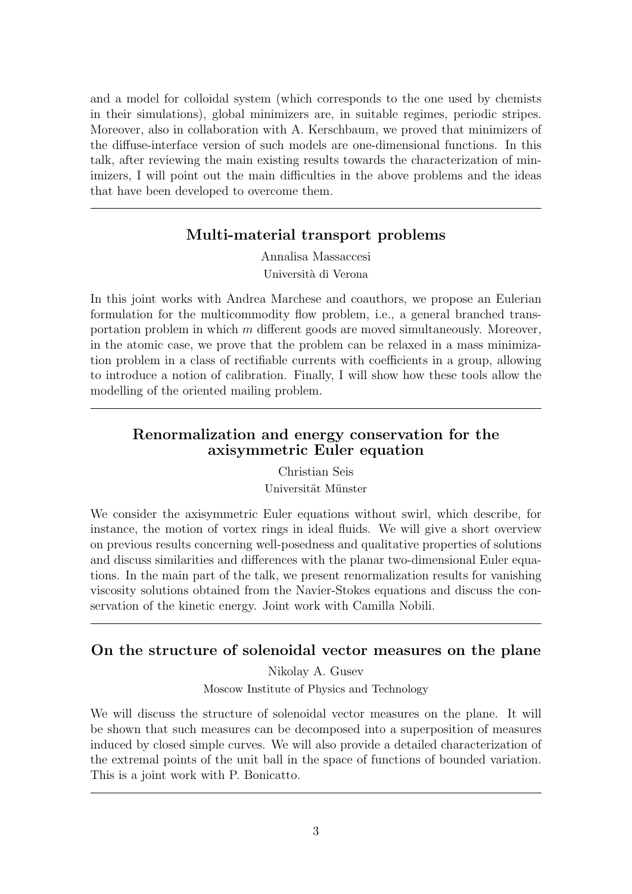and a model for colloidal system (which corresponds to the one used by chemists in their simulations), global minimizers are, in suitable regimes, periodic stripes. Moreover, also in collaboration with A. Kerschbaum, we proved that minimizers of the diffuse-interface version of such models are one-dimensional functions. In this talk, after reviewing the main existing results towards the characterization of minimizers, I will point out the main difficulties in the above problems and the ideas that have been developed to overcome them.

---

## Multi-material transport problems

Annalisa Massaccesi

Università di Verona

In this joint works with Andrea Marchese and coauthors, we propose an Eulerian formulation for the multicommodity flow problem, i.e., a general branched transportation problem in which $m$ different goods are moved simultaneously. Moreover, in the atomic case, we prove that the problem can be relaxed in a mass minimization problem in a class of rectifiable currents with coefficients in a group, allowing to introduce a notion of calibration. Finally, I will show how these tools allow the modelling of the oriented mailing problem.

---

## Renormalization and energy conservation for the axisymmetric Euler equation

Christian Seis

Universität Münster

We consider the axisymmetric Euler equations without swirl, which describe, for instance, the motion of vortex rings in ideal fluids. We will give a short overview on previous results concerning well-posedness and qualitative properties of solutions and discuss similarities and differences with the planar two-dimensional Euler equations. In the main part of the talk, we present renormalization results for vanishing viscosity solutions obtained from the Navier-Stokes equations and discuss the conservation of the kinetic energy. Joint work with Camilla Nobili.

---

## On the structure of solenoidal vector measures on the plane

Nikolay A. Gusev

Moscow Institute of Physics and Technology

We will discuss the structure of solenoidal vector measures on the plane. It will be shown that such measures can be decomposed into a superposition of measures induced by closed simple curves. We will also provide a detailed characterization of the extremal points of the unit ball in the space of functions of bounded variation. This is a joint work with P. Bonicatto.

---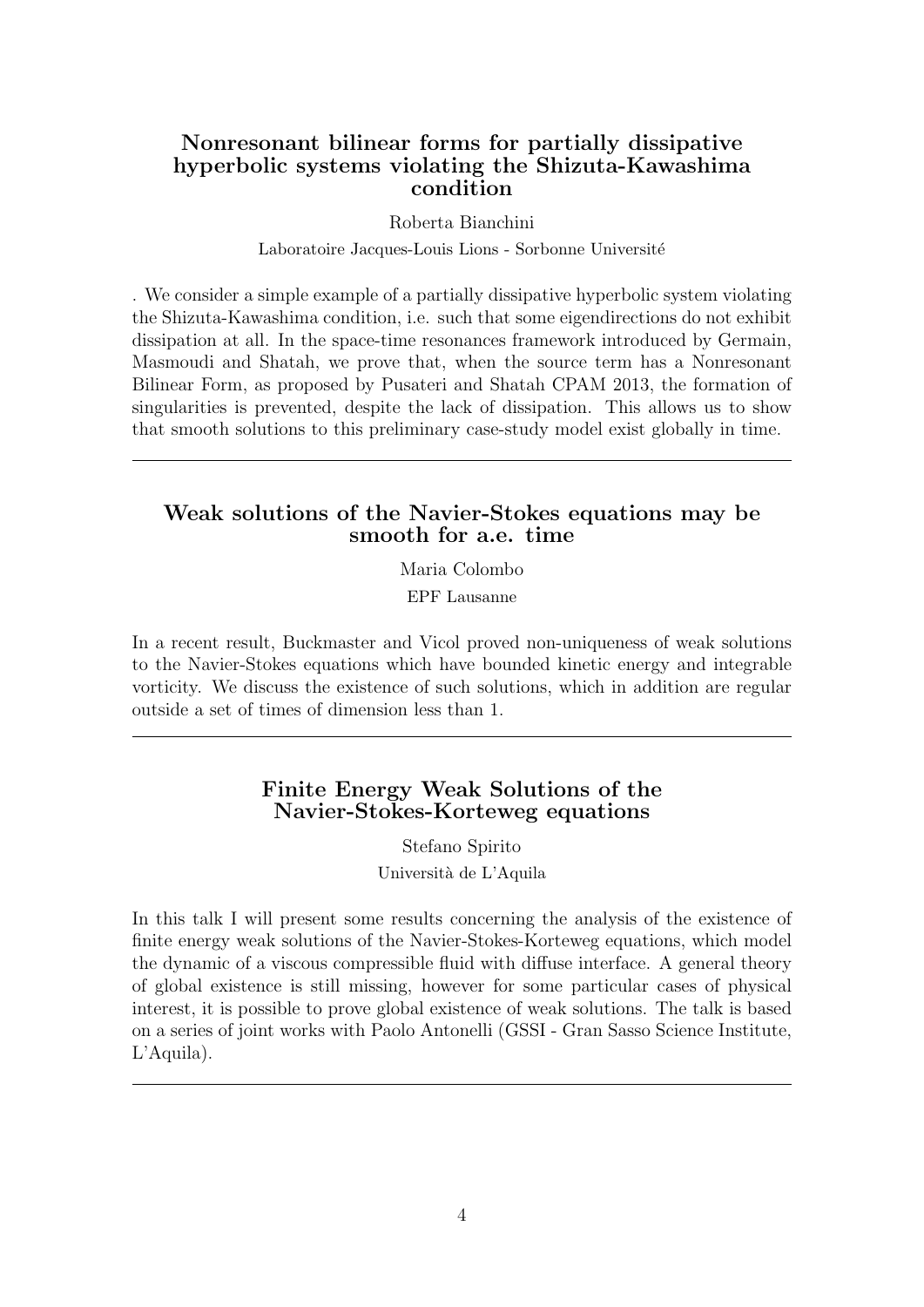### Nonresonant bilinear forms for partially dissipative hyperbolic systems violating the Shizuta-Kawashima condition

Roberta Bianchini

Laboratoire Jacques-Louis Lions - Sorbonne Université

. We consider a simple example of a partially dissipative hyperbolic system violating the Shizuta-Kawashima condition, i.e. such that some eigendirections do not exhibit dissipation at all. In the space-time resonances framework introduced by Germain, Masmoudi and Shatah, we prove that, when the source term has a Nonresonant Bilinear Form, as proposed by Pusateri and Shatah CPAM 2013, the formation of singularities is prevented, despite the lack of dissipation. This allows us to show that smooth solutions to this preliminary case-study model exist globally in time.

---

### Weak solutions of the Navier-Stokes equations may be smooth for a.e. time

Maria Colombo

EPF Lausanne

In a recent result, Buckmaster and Vicol proved non-uniqueness of weak solutions to the Navier-Stokes equations which have bounded kinetic energy and integrable vorticity. We discuss the existence of such solutions, which in addition are regular outside a set of times of dimension less than 1.

---

### Finite Energy Weak Solutions of the Navier-Stokes-Korteweg equations

Stefano Spirito

Università de L'Aquila

In this talk I will present some results concerning the analysis of the existence of finite energy weak solutions of the Navier-Stokes-Korteweg equations, which model the dynamic of a viscous compressible fluid with diffuse interface. A general theory of global existence is still missing, however for some particular cases of physical interest, it is possible to prove global existence of weak solutions. The talk is based on a series of joint works with Paolo Antonelli (GSSI - Gran Sasso Science Institute, L'Aquila).

---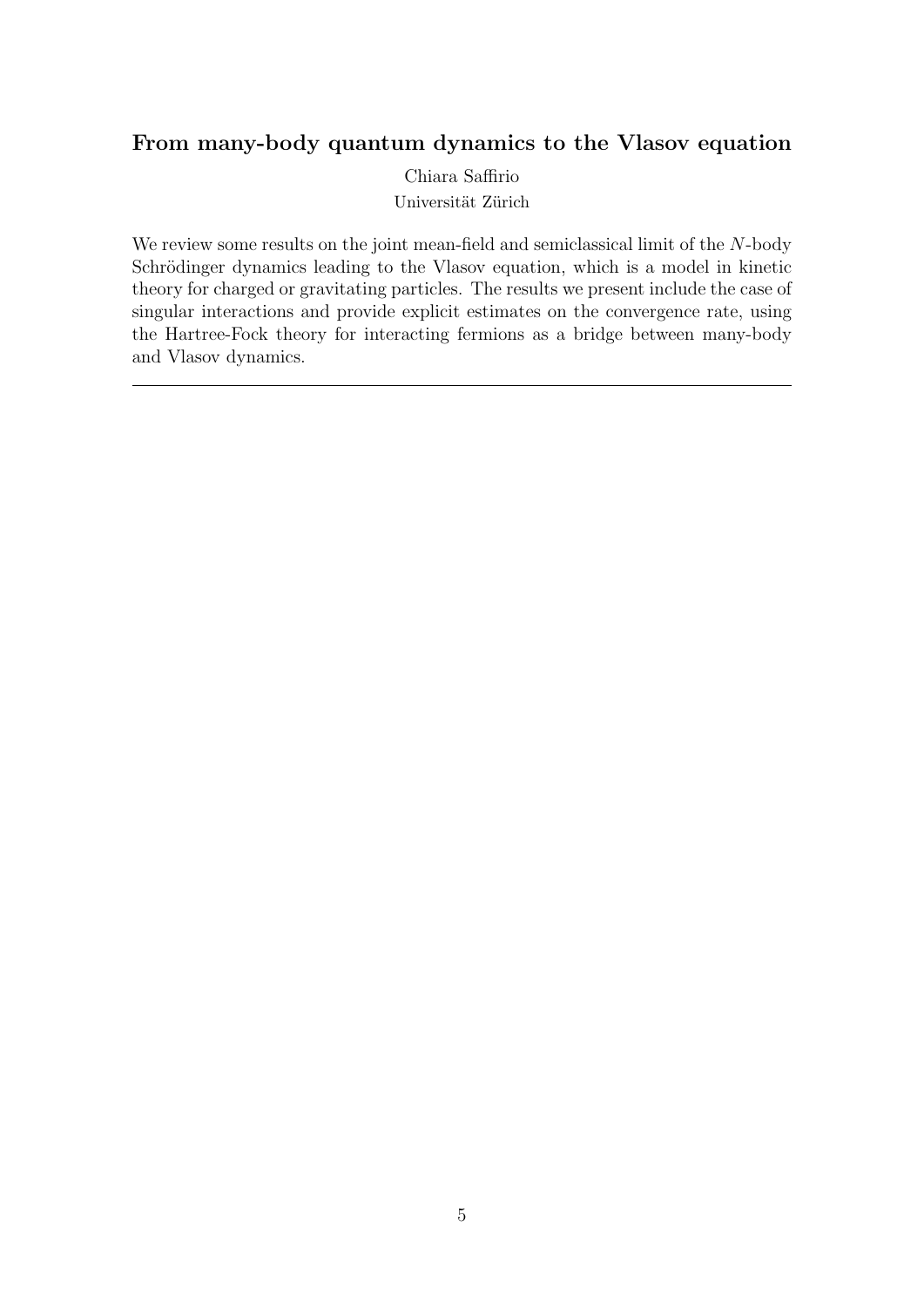## From many-body quantum dynamics to the Vlasov equation

Chiara Saffirio

Universität Zürich

We review some results on the joint mean-field and semiclassical limit of the $N$-body Schrödinger dynamics leading to the Vlasov equation, which is a model in kinetic theory for charged or gravitating particles. The results we present include the case of singular interactions and provide explicit estimates on the convergence rate, using the Hartree-Fock theory for interacting fermions as a bridge between many-body and Vlasov dynamics.

---